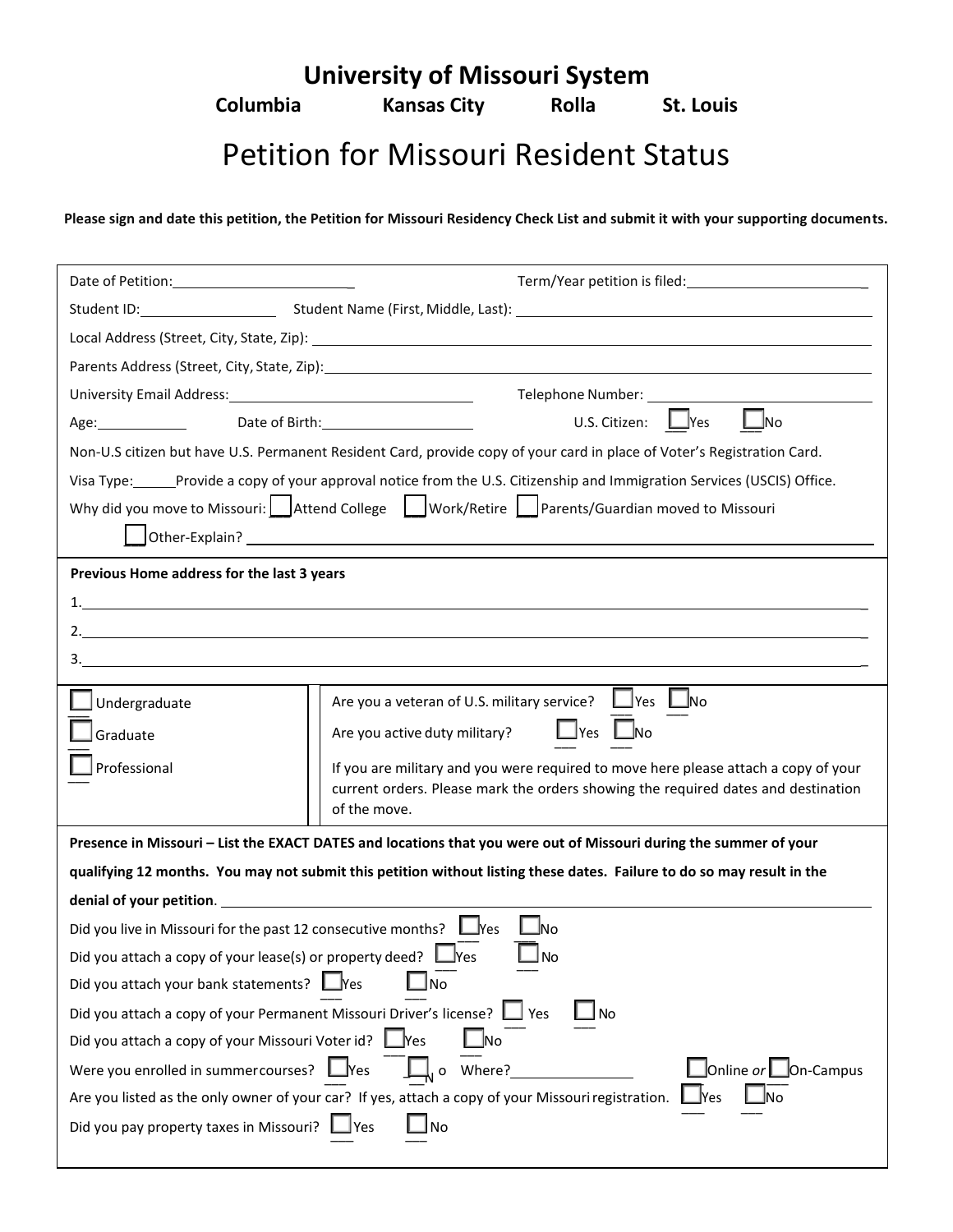# University of Missouri System

**Columbia Kansas City Rolla St. Louis**

# Petition for Missouri Resident Status

**Please sign and date this petition, the Petition for Missouri Residency Check List and submit it with your supporting documents.**

Date of Petition:______________________ Term/Year petition is filed:______________________

Student ID:________________ Student Name (First, Middle, Last):________________________________________

Local Address (Street, City, State, Zip):________________________________________

Parents Address (Street, City, State, Zip):________________________________________

University Email Address:______________________________ Telephone Number:______________________

Age:__________ Date of Birth:__________________ U.S. Citizen: ☐ Yes ☐ No

Non-U.S citizen but have U.S. Permanent Resident Card, provide copy of your card in place of Voter's Registration Card.

Visa Type:_____ Provide a copy of your approval notice from the U.S. Citizenship and Immigration Services (USCIS) Office.

Why did you move to Missouri: ☐ Attend College ☐ Work/Retire ☐ Parents/Guardian moved to Missouri

☐ Other-Explain? ________________________________________

**Previous Home address for the last 3 years**

1. ________________________________________
2. ________________________________________
3. ________________________________________

☐ Undergraduate

☐ Graduate

☐ Professional

Are you a veteran of U.S. military service? ☐ Yes ☐ No

Are you active duty military? ☐ Yes ☐ No

If you are military and you were required to move here please attach a copy of your current orders. Please mark the orders showing the required dates and destination of the move.

**Presence in Missouri – List the EXACT DATES and locations that you were out of Missouri during the summer of your qualifying 12 months. You may not submit this petition without listing these dates. Failure to do so may result in the denial of your petition.** ________________________________________

Did you live in Missouri for the past 12 consecutive months? ☐ Yes ☐ No

Did you attach a copy of your lease(s) or property deed? ☐ Yes ☐ No

Did you attach your bank statements? ☐ Yes ☐ No

Did you attach a copy of your Permanent Missouri Driver's license? ☐ Yes ☐ No

Did you attach a copy of your Missouri Voter id? ☐ Yes ☐ No

Were you enrolled in summer courses? ☐ Yes ☐ No Where?______________ ☐ Online *or* ☐ On-Campus

Are you listed as the only owner of your car? If yes, attach a copy of your Missouri registration. ☐ Yes ☐ No

Did you pay property taxes in Missouri? ☐ Yes ☐ No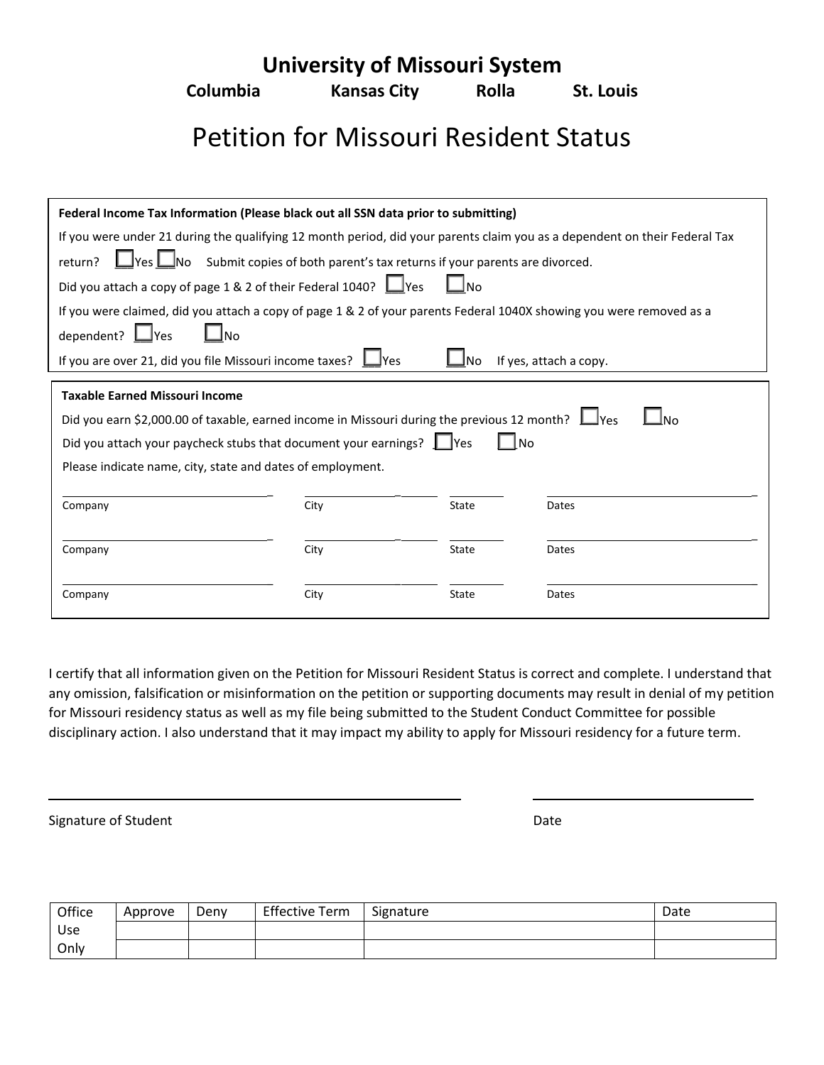# University of Missouri System

**Columbia Kansas City Rolla St. Louis**

# Petition for Missouri Resident Status

**Federal Income Tax Information (Please black out all SSN data prior to submitting)**

If you were under 21 during the qualifying 12 month period, did your parents claim you as a dependent on their Federal Tax return? ☐Yes ☐No Submit copies of both parent's tax returns if your parents are divorced.

Did you attach a copy of page 1 & 2 of their Federal 1040? ☐Yes ☐No

If you were claimed, did you attach a copy of page 1 & 2 of your parents Federal 1040X showing you were removed as a dependent? ☐Yes ☐No

If you are over 21, did you file Missouri income taxes? ☐Yes ☐No If yes, attach a copy.

**Taxable Earned Missouri Income**

Did you earn $2,000.00 of taxable, earned income in Missouri during the previous 12 month? ☐Yes ☐No

Did you attach your paycheck stubs that document your earnings? ☐Yes ☐No

Please indicate name, city, state and dates of employment.

| Company | City | State | Dates |
| --- | --- | --- | --- |
| | | | |
| | | | |
| | | | |

I certify that all information given on the Petition for Missouri Resident Status is correct and complete. I understand that any omission, falsification or misinformation on the petition or supporting documents may result in denial of my petition for Missouri residency status as well as my file being submitted to the Student Conduct Committee for possible disciplinary action. I also understand that it may impact my ability to apply for Missouri residency for a future term.

\_\_\_\_\_\_\_\_\_\_\_\_\_\_\_\_\_\_\_\_\_\_\_\_\_\_\_\_\_\_ \_\_\_\_\_\_\_\_\_\_\_\_\_\_\_\_\_\_

Signature of Student Date

| Office Use Only | Approve | Deny | Effective Term | Signature | Date |
| --- | --- | --- | --- | --- | --- |
| | | | | | |
| | | | | | |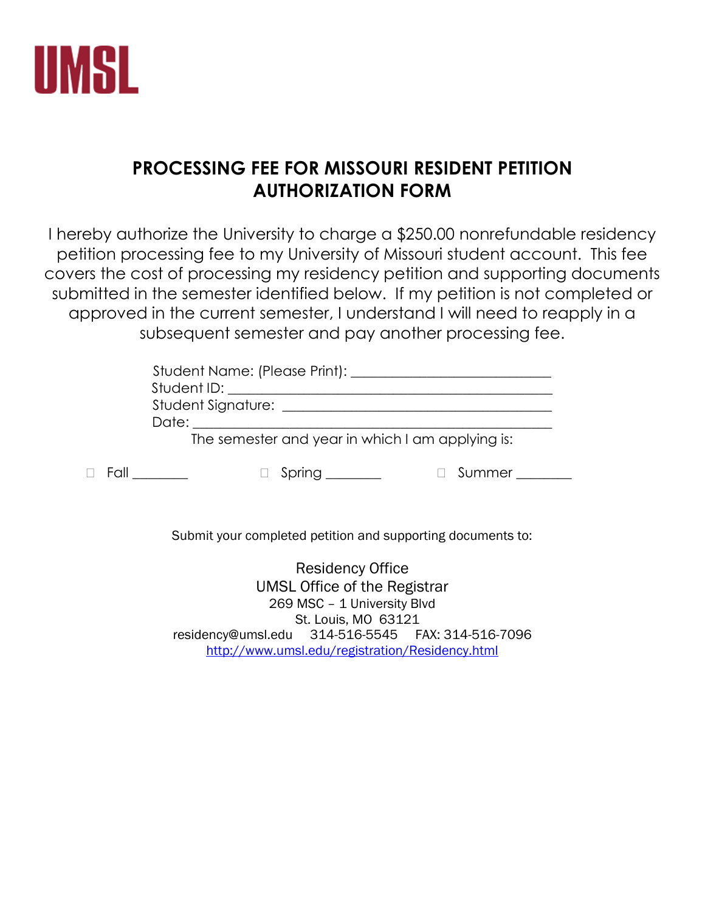UMSL

# PROCESSING FEE FOR MISSOURI RESIDENT PETITION AUTHORIZATION FORM

I hereby authorize the University to charge a $250.00 nonrefundable residency petition processing fee to my University of Missouri student account. This fee covers the cost of processing my residency petition and supporting documents submitted in the semester identified below. If my petition is not completed or approved in the current semester, I understand I will need to reapply in a subsequent semester and pay another processing fee.

Student Name: (Please Print): ____________________________

Student ID: ______________________________________________

Student Signature: ________________________________________

Date: ____________________________________________________

The semester and year in which I am applying is:

☐ Fall ________ ☐ Spring ________ ☐ Summer ________

Submit your completed petition and supporting documents to:

Residency Office
UMSL Office of the Registrar
269 MSC – 1 University Blvd
St. Louis, MO 63121
residency@umsl.edu 314-516-5545 FAX: 314-516-7096
http://www.umsl.edu/registration/Residency.html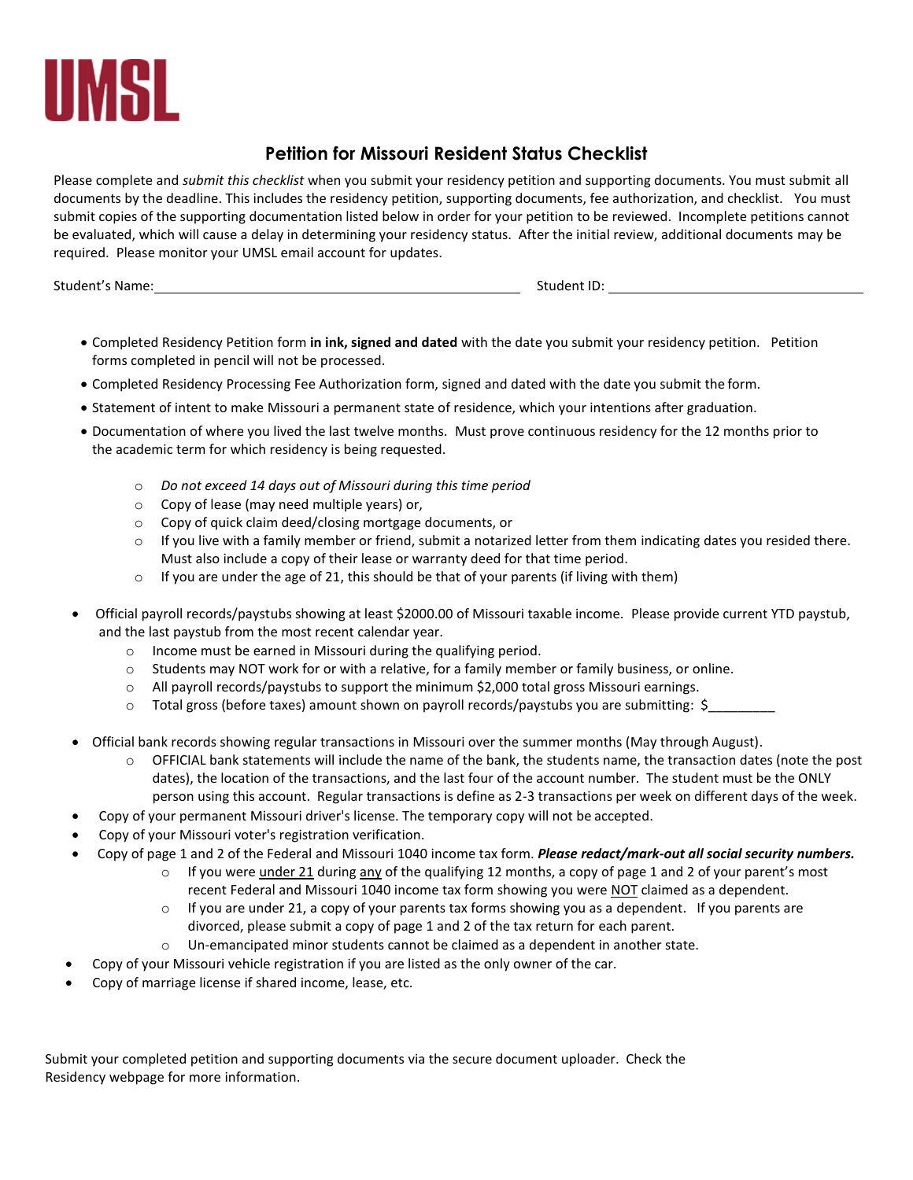UMSL

## Petition for Missouri Resident Status Checklist

Please complete and *submit this checklist* when you submit your residency petition and supporting documents. You must submit all documents by the deadline. This includes the residency petition, supporting documents, fee authorization, and checklist. You must submit copies of the supporting documentation listed below in order for your petition to be reviewed. Incomplete petitions cannot be evaluated, which will cause a delay in determining your residency status. After the initial review, additional documents may be required. Please monitor your UMSL email account for updates.

Student's Name: ____________________________ Student ID: ____________________

- Completed Residency Petition form **in ink, signed and dated** with the date you submit your residency petition. Petition forms completed in pencil will not be processed.
- Completed Residency Processing Fee Authorization form, signed and dated with the date you submit the form.
- Statement of intent to make Missouri a permanent state of residence, which your intentions after graduation.
- Documentation of where you lived the last twelve months. Must prove continuous residency for the 12 months prior to the academic term for which residency is being requested.
  - *Do not exceed 14 days out of Missouri during this time period*
  - Copy of lease (may need multiple years) or,
  - Copy of quick claim deed/closing mortgage documents, or
  - If you live with a family member or friend, submit a notarized letter from them indicating dates you resided there. Must also include a copy of their lease or warranty deed for that time period.
  - If you are under the age of 21, this should be that of your parents (if living with them)

- Official payroll records/paystubs showing at least $2000.00 of Missouri taxable income. Please provide current YTD paystub, and the last paystub from the most recent calendar year.
  - Income must be earned in Missouri during the qualifying period.
  - Students may NOT work for or with a relative, for a family member or family business, or online.
  - All payroll records/paystubs to support the minimum $2,000 total gross Missouri earnings.
  - Total gross (before taxes) amount shown on payroll records/paystubs you are submitting: $_________

- Official bank records showing regular transactions in Missouri over the summer months (May through August).
  - OFFICIAL bank statements will include the name of the bank, the students name, the transaction dates (note the post dates), the location of the transactions, and the last four of the account number. The student must be the ONLY person using this account. Regular transactions is define as 2-3 transactions per week on different days of the week.
- Copy of your permanent Missouri driver's license. The temporary copy will not be accepted.
- Copy of your Missouri voter's registration verification.
- Copy of page 1 and 2 of the Federal and Missouri 1040 income tax form. ***Please redact/mark-out all social security numbers.***
  - If you were <u>under 21</u> during <u>any</u> of the qualifying 12 months, a copy of page 1 and 2 of your parent's most recent Federal and Missouri 1040 income tax form showing you were <u>NOT</u> claimed as a dependent.
  - If you are under 21, a copy of your parents tax forms showing you as a dependent. If you parents are divorced, please submit a copy of page 1 and 2 of the tax return for each parent.
  - Un-emancipated minor students cannot be claimed as a dependent in another state.
- Copy of your Missouri vehicle registration if you are listed as the only owner of the car.
- Copy of marriage license if shared income, lease, etc.

Submit your completed petition and supporting documents via the secure document uploader. Check the Residency webpage for more information.